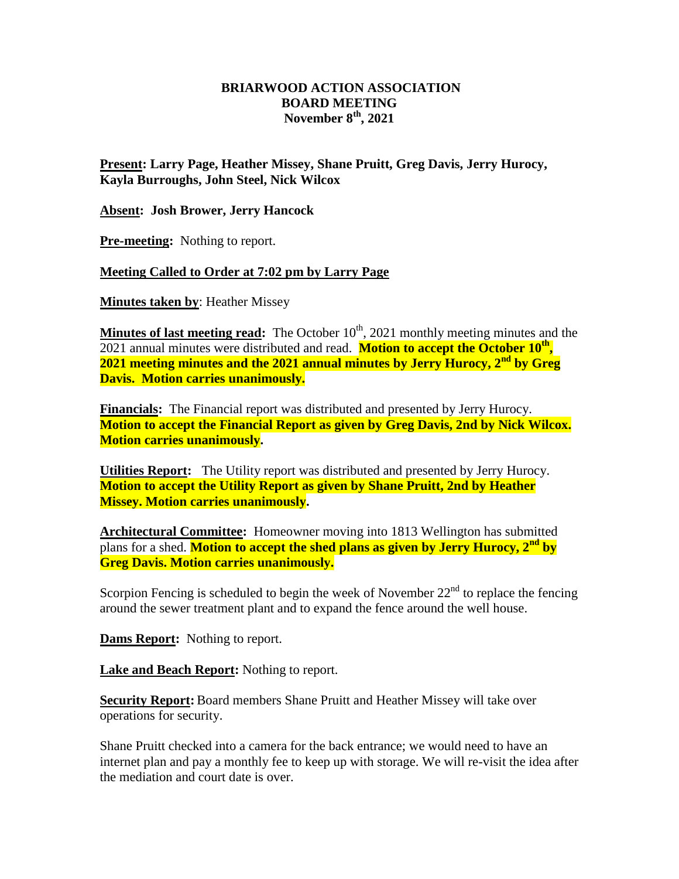**BRIARWOOD ACTION ASSOCIATION**
**BOARD MEETING**
**November 8th, 2021**

**Present: Larry Page, Heather Missey, Shane Pruitt, Greg Davis, Jerry Hurocy, Kayla Burroughs, John Steel, Nick Wilcox**

**Absent: Josh Brower, Jerry Hancock**

**Pre-meeting:** Nothing to report.

**Meeting Called to Order at 7:02 pm by Larry Page**

**Minutes taken by**: Heather Missey

**Minutes of last meeting read:** The October 10th, 2021 monthly meeting minutes and the 2021 annual minutes were distributed and read. **Motion to accept the October 10th, 2021 meeting minutes and the 2021 annual minutes by Jerry Hurocy, 2nd by Greg Davis. Motion carries unanimously.**

**Financials:** The Financial report was distributed and presented by Jerry Hurocy. **Motion to accept the Financial Report as given by Greg Davis, 2nd by Nick Wilcox. Motion carries unanimously.**

**Utilities Report:** The Utility report was distributed and presented by Jerry Hurocy. **Motion to accept the Utility Report as given by Shane Pruitt, 2nd by Heather Missey. Motion carries unanimously.**

**Architectural Committee:** Homeowner moving into 1813 Wellington has submitted plans for a shed. **Motion to accept the shed plans as given by Jerry Hurocy, 2nd by Greg Davis. Motion carries unanimously.**

Scorpion Fencing is scheduled to begin the week of November 22nd to replace the fencing around the sewer treatment plant and to expand the fence around the well house.

**Dams Report:** Nothing to report.

**Lake and Beach Report:** Nothing to report.

**Security Report:** Board members Shane Pruitt and Heather Missey will take over operations for security.

Shane Pruitt checked into a camera for the back entrance; we would need to have an internet plan and pay a monthly fee to keep up with storage. We will re-visit the idea after the mediation and court date is over.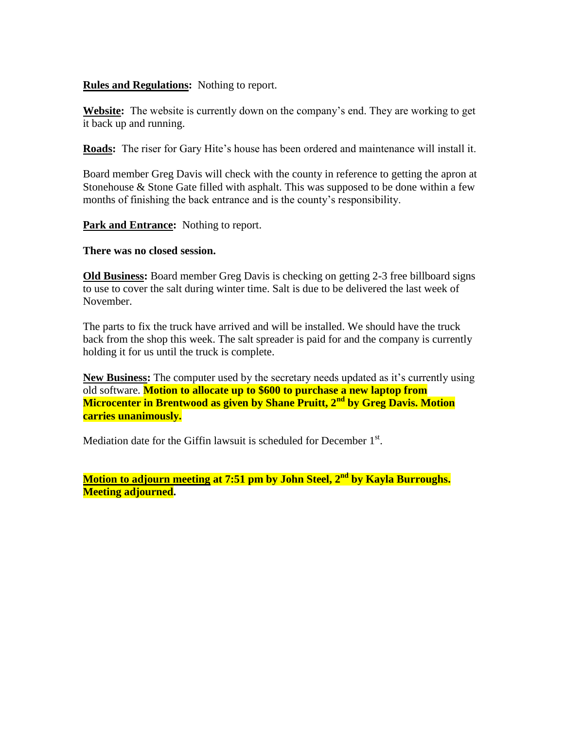**Rules and Regulations:** Nothing to report.

**Website:** The website is currently down on the company's end. They are working to get it back up and running.

**Roads:** The riser for Gary Hite's house has been ordered and maintenance will install it.

Board member Greg Davis will check with the county in reference to getting the apron at Stonehouse & Stone Gate filled with asphalt. This was supposed to be done within a few months of finishing the back entrance and is the county's responsibility.

**Park and Entrance:** Nothing to report.

**There was no closed session.**

**Old Business:** Board member Greg Davis is checking on getting 2-3 free billboard signs to use to cover the salt during winter time. Salt is due to be delivered the last week of November.

The parts to fix the truck have arrived and will be installed. We should have the truck back from the shop this week. The salt spreader is paid for and the company is currently holding it for us until the truck is complete.

**New Business:** The computer used by the secretary needs updated as it's currently using old software. **Motion to allocate up to $600 to purchase a new laptop from Microcenter in Brentwood as given by Shane Pruitt, 2nd by Greg Davis. Motion carries unanimously.**

Mediation date for the Giffin lawsuit is scheduled for December 1st.

**Motion to adjourn meeting at 7:51 pm by John Steel, 2nd by Kayla Burroughs. Meeting adjourned.**